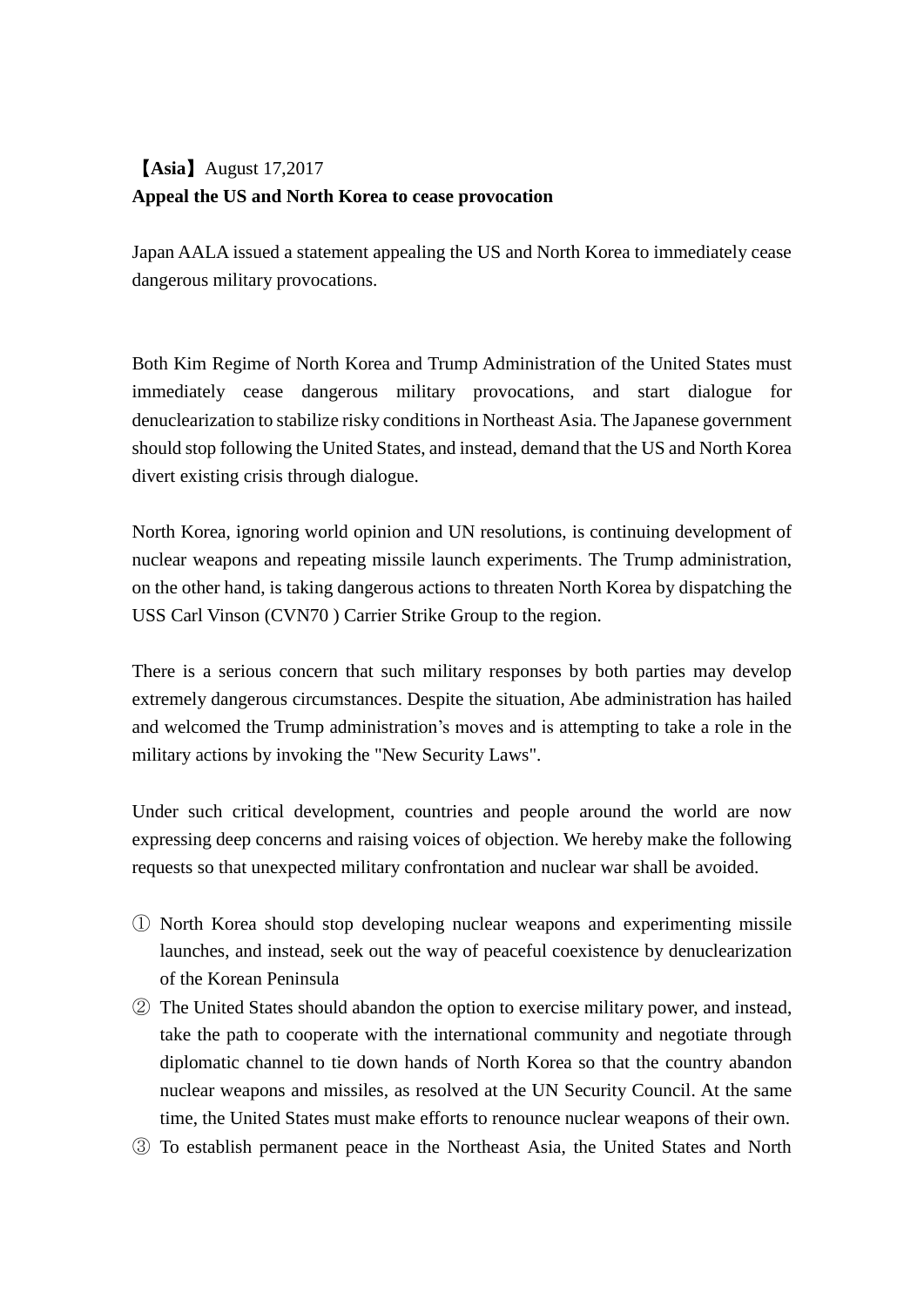【**Asia**】August 17,2017

**Appeal the US and North Korea to cease provocation**

Japan AALA issued a statement appealing the US and North Korea to immediately cease dangerous military provocations.

Both Kim Regime of North Korea and Trump Administration of the United States must immediately cease dangerous military provocations, and start dialogue for denuclearization to stabilize risky conditions in Northeast Asia. The Japanese government should stop following the United States, and instead, demand that the US and North Korea divert existing crisis through dialogue.

North Korea, ignoring world opinion and UN resolutions, is continuing development of nuclear weapons and repeating missile launch experiments. The Trump administration, on the other hand, is taking dangerous actions to threaten North Korea by dispatching the USS Carl Vinson (CVN70 ) Carrier Strike Group to the region.

There is a serious concern that such military responses by both parties may develop extremely dangerous circumstances. Despite the situation, Abe administration has hailed and welcomed the Trump administration's moves and is attempting to take a role in the military actions by invoking the "New Security Laws".

Under such critical development, countries and people around the world are now expressing deep concerns and raising voices of objection. We hereby make the following requests so that unexpected military confrontation and nuclear war shall be avoided.

① North Korea should stop developing nuclear weapons and experimenting missile launches, and instead, seek out the way of peaceful coexistence by denuclearization of the Korean Peninsula

② The United States should abandon the option to exercise military power, and instead, take the path to cooperate with the international community and negotiate through diplomatic channel to tie down hands of North Korea so that the country abandon nuclear weapons and missiles, as resolved at the UN Security Council. At the same time, the United States must make efforts to renounce nuclear weapons of their own.

③ To establish permanent peace in the Northeast Asia, the United States and North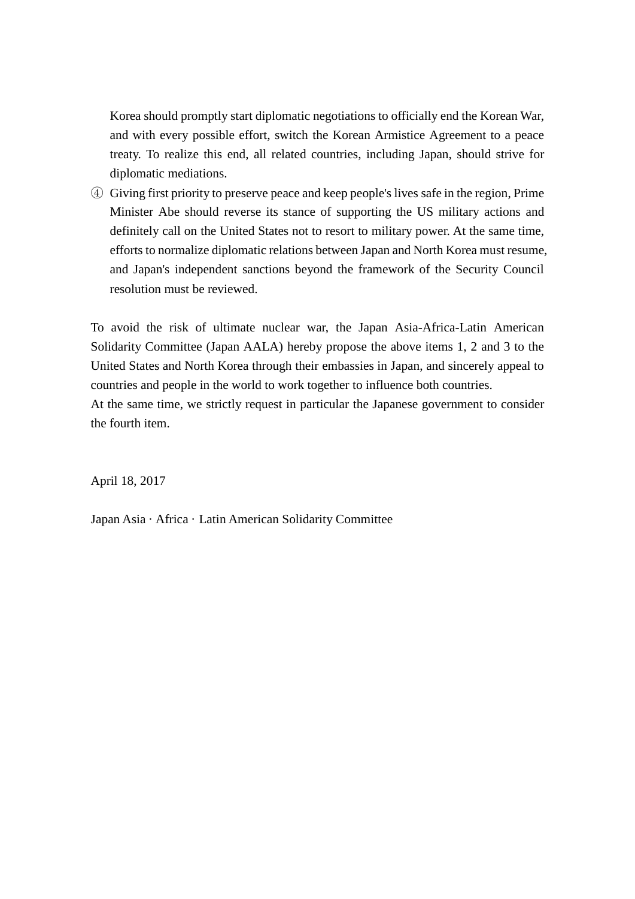Korea should promptly start diplomatic negotiations to officially end the Korean War, and with every possible effort, switch the Korean Armistice Agreement to a peace treaty. To realize this end, all related countries, including Japan, should strive for diplomatic mediations.

④ Giving first priority to preserve peace and keep people's lives safe in the region, Prime Minister Abe should reverse its stance of supporting the US military actions and definitely call on the United States not to resort to military power. At the same time, efforts to normalize diplomatic relations between Japan and North Korea must resume, and Japan's independent sanctions beyond the framework of the Security Council resolution must be reviewed.

To avoid the risk of ultimate nuclear war, the Japan Asia-Africa-Latin American Solidarity Committee (Japan AALA) hereby propose the above items 1, 2 and 3 to the United States and North Korea through their embassies in Japan, and sincerely appeal to countries and people in the world to work together to influence both countries.
At the same time, we strictly request in particular the Japanese government to consider the fourth item.

April 18, 2017

Japan Asia · Africa · Latin American Solidarity Committee